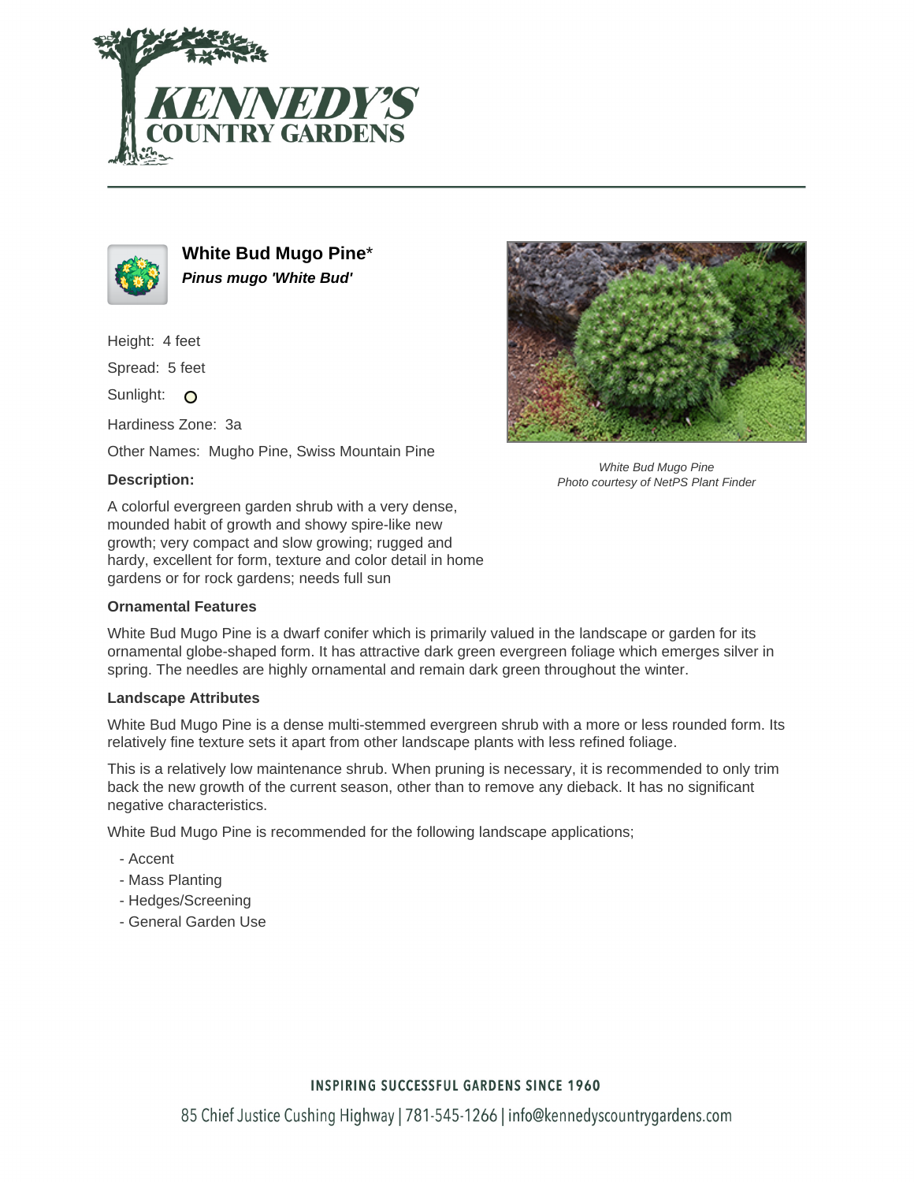# White Bud Mugo Pine*

***Pinus mugo 'White Bud'***

Height: 4 feet

Spread: 5 feet

Sunlight: ○

Hardiness Zone: 3a

Other Names: Mugho Pine, Swiss Mountain Pine

### Description:

A colorful evergreen garden shrub with a very dense, mounded habit of growth and showy spire-like new growth; very compact and slow growing; rugged and hardy, excellent for form, texture and color detail in home gardens or for rock gardens; needs full sun

*White Bud Mugo Pine*
*Photo courtesy of NetPS Plant Finder*

### Ornamental Features

White Bud Mugo Pine is a dwarf conifer which is primarily valued in the landscape or garden for its ornamental globe-shaped form. It has attractive dark green evergreen foliage which emerges silver in spring. The needles are highly ornamental and remain dark green throughout the winter.

### Landscape Attributes

White Bud Mugo Pine is a dense multi-stemmed evergreen shrub with a more or less rounded form. Its relatively fine texture sets it apart from other landscape plants with less refined foliage.

This is a relatively low maintenance shrub. When pruning is necessary, it is recommended to only trim back the new growth of the current season, other than to remove any dieback. It has no significant negative characteristics.

White Bud Mugo Pine is recommended for the following landscape applications;

- Accent
- Mass Planting
- Hedges/Screening
- General Garden Use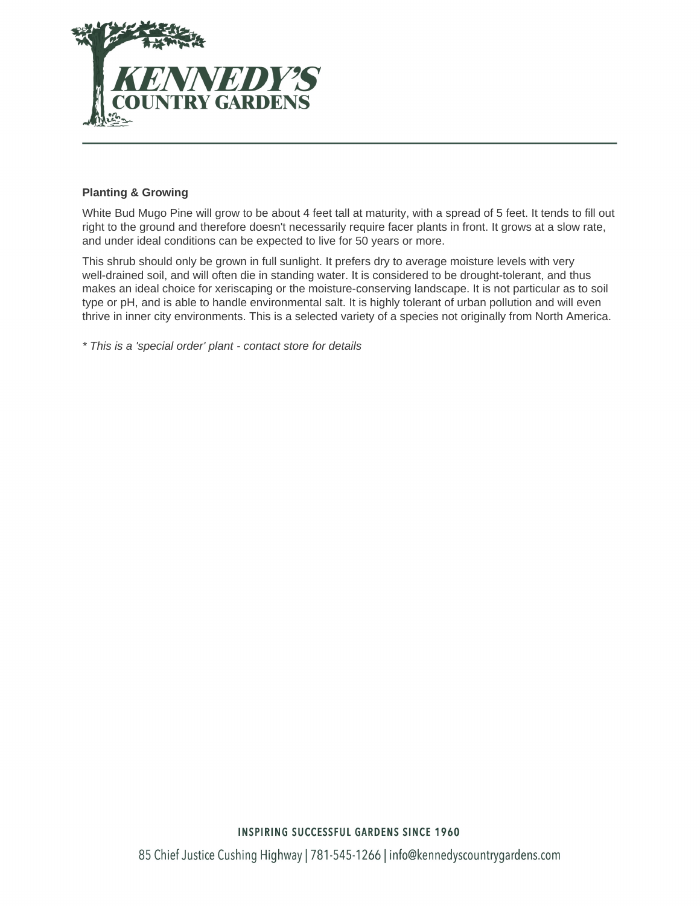**Planting & Growing**

White Bud Mugo Pine will grow to be about 4 feet tall at maturity, with a spread of 5 feet. It tends to fill out right to the ground and therefore doesn't necessarily require facer plants in front. It grows at a slow rate, and under ideal conditions can be expected to live for 50 years or more.

This shrub should only be grown in full sunlight. It prefers dry to average moisture levels with very well-drained soil, and will often die in standing water. It is considered to be drought-tolerant, and thus makes an ideal choice for xeriscaping or the moisture-conserving landscape. It is not particular as to soil type or pH, and is able to handle environmental salt. It is highly tolerant of urban pollution and will even thrive in inner city environments. This is a selected variety of a species not originally from North America.

*\* This is a 'special order' plant - contact store for details*